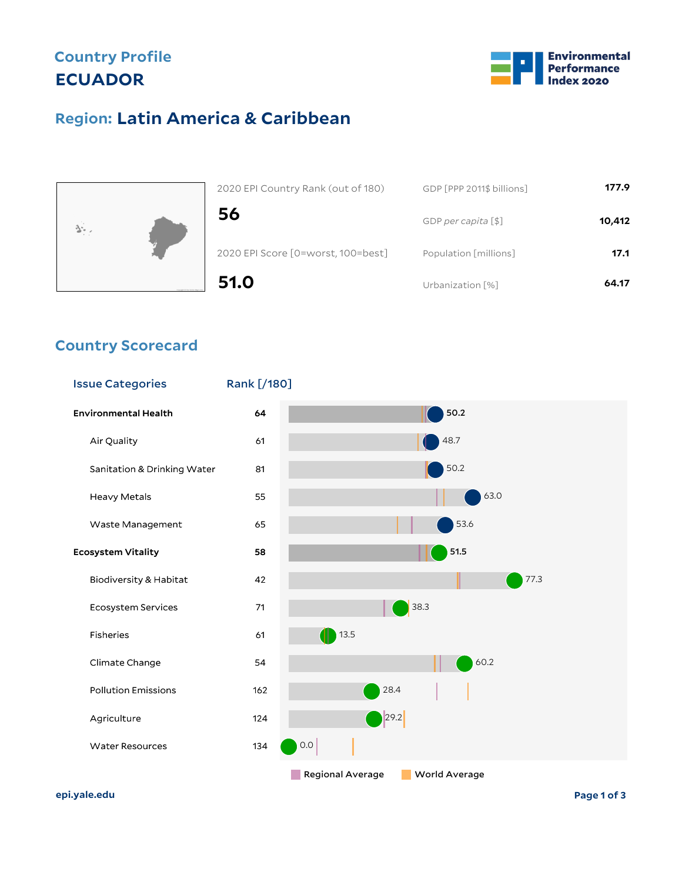# Country Profile
# ECUADOR

Environmental Performance Index 2020

## Region: Latin America & Caribbean

| 2020 EPI Country Rank (out of 180) | |
|---|---|
| **56** | |

| 2020 EPI Score [0=worst, 100=best] | |
|---|---|
| **51.0** | |

| | |
|---|---|
| GDP [PPP 2011$ billions] | **177.9** |
| GDP *per capita* [$] | **10,412** |
| Population [millions] | **17.1** |
| Urbanization [%] | **64.17** |

## Country Scorecard

| Issue Categories | Rank [/180] | Score |
|---|---|---|
| **Environmental Health** | **64** | **50.2** |
| Air Quality | 61 | 48.7 |
| Sanitation & Drinking Water | 81 | 50.2 |
| Heavy Metals | 55 | 63.0 |
| Waste Management | 65 | 53.6 |
| **Ecosystem Vitality** | **58** | **51.5** |
| Biodiversity & Habitat | 42 | 77.3 |
| Ecosystem Services | 71 | 38.3 |
| Fisheries | 61 | 13.5 |
| Climate Change | 54 | 60.2 |
| Pollution Emissions | 162 | 28.4 |
| Agriculture | 124 | 29.2 |
| Water Resources | 134 | 0.0 |

Regional Average | World Average

epi.yale.edu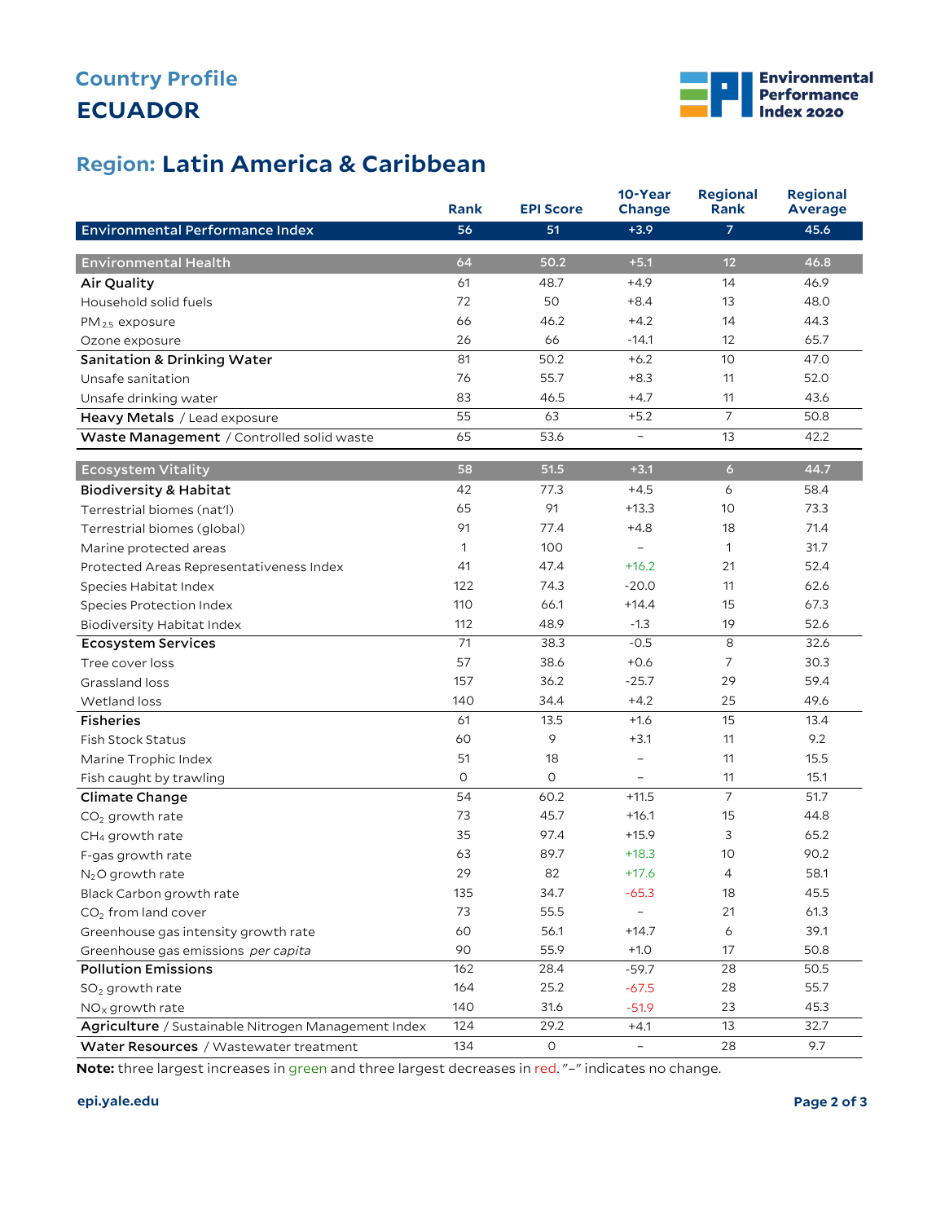# Country Profile
# ECUADOR

## Region: Latin America & Caribbean

| | Rank | EPI Score | 10-Year Change | Regional Rank | Regional Average |
|---|---|---|---|---|---|
| **Environmental Performance Index** | 56 | 51 | +3.9 | 7 | 45.6 |
| **Environmental Health** | 64 | 50.2 | +5.1 | 12 | 46.8 |
| **Air Quality** | 61 | 48.7 | +4.9 | 14 | 46.9 |
| Household solid fuels | 72 | 50 | +8.4 | 13 | 48.0 |
| $PM_{2.5}$ exposure | 66 | 46.2 | +4.2 | 14 | 44.3 |
| Ozone exposure | 26 | 66 | -14.1 | 12 | 65.7 |
| **Sanitation & Drinking Water** | 81 | 50.2 | +6.2 | 10 | 47.0 |
| Unsafe sanitation | 76 | 55.7 | +8.3 | 11 | 52.0 |
| Unsafe drinking water | 83 | 46.5 | +4.7 | 11 | 43.6 |
| **Heavy Metals** / Lead exposure | 55 | 63 | +5.2 | 7 | 50.8 |
| **Waste Management** / Controlled solid waste | 65 | 53.6 | – | 13 | 42.2 |
| **Ecosystem Vitality** | 58 | 51.5 | +3.1 | 6 | 44.7 |
| **Biodiversity & Habitat** | 42 | 77.3 | +4.5 | 6 | 58.4 |
| Terrestrial biomes (nat'l) | 65 | 91 | +13.3 | 10 | 73.3 |
| Terrestrial biomes (global) | 91 | 77.4 | +4.8 | 18 | 71.4 |
| Marine protected areas | 1 | 100 | – | 1 | 31.7 |
| Protected Areas Representativeness Index | 41 | 47.4 | +16.2 | 21 | 52.4 |
| Species Habitat Index | 122 | 74.3 | -20.0 | 11 | 62.6 |
| Species Protection Index | 110 | 66.1 | +14.4 | 15 | 67.3 |
| Biodiversity Habitat Index | 112 | 48.9 | -1.3 | 19 | 52.6 |
| **Ecosystem Services** | 71 | 38.3 | -0.5 | 8 | 32.6 |
| Tree cover loss | 57 | 38.6 | +0.6 | 7 | 30.3 |
| Grassland loss | 157 | 36.2 | -25.7 | 29 | 59.4 |
| Wetland loss | 140 | 34.4 | +4.2 | 25 | 49.6 |
| **Fisheries** | 61 | 13.5 | +1.6 | 15 | 13.4 |
| Fish Stock Status | 60 | 9 | +3.1 | 11 | 9.2 |
| Marine Trophic Index | 51 | 18 | – | 11 | 15.5 |
| Fish caught by trawling | 0 | 0 | – | 11 | 15.1 |
| **Climate Change** | 54 | 60.2 | +11.5 | 7 | 51.7 |
| $CO_2$ growth rate | 73 | 45.7 | +16.1 | 15 | 44.8 |
| $CH_4$ growth rate | 35 | 97.4 | +15.9 | 3 | 65.2 |
| F-gas growth rate | 63 | 89.7 | +18.3 | 10 | 90.2 |
| $N_2O$ growth rate | 29 | 82 | +17.6 | 4 | 58.1 |
| Black Carbon growth rate | 135 | 34.7 | -65.3 | 18 | 45.5 |
| $CO_2$ from land cover | 73 | 55.5 | – | 21 | 61.3 |
| Greenhouse gas intensity growth rate | 60 | 56.1 | +14.7 | 6 | 39.1 |
| Greenhouse gas emissions *per capita* | 90 | 55.9 | +1.0 | 17 | 50.8 |
| **Pollution Emissions** | 162 | 28.4 | -59.7 | 28 | 50.5 |
| $SO_2$ growth rate | 164 | 25.2 | -67.5 | 28 | 55.7 |
| $NO_X$ growth rate | 140 | 31.6 | -51.9 | 23 | 45.3 |
| **Agriculture** / Sustainable Nitrogen Management Index | 124 | 29.2 | +4.1 | 13 | 32.7 |
| **Water Resources** / Wastewater treatment | 134 | 0 | – | 28 | 9.7 |

**Note:** three largest increases in green and three largest decreases in red. "–" indicates no change.

epi.yale.edu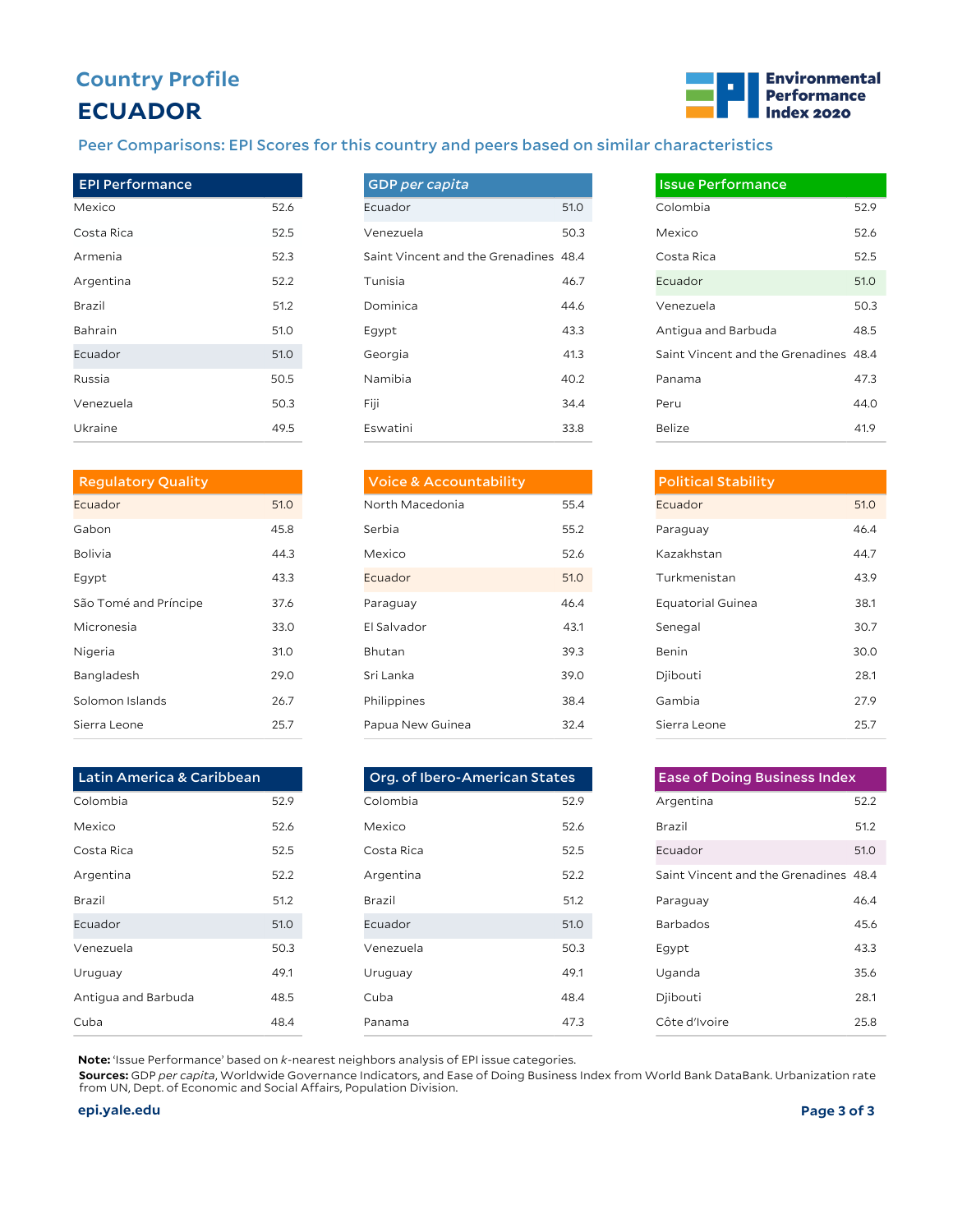# Country Profile

# ECUADOR

## Peer Comparisons: EPI Scores for this country and peers based on similar characteristics

| EPI Performance | |
|---|---|
| Mexico | 52.6 |
| Costa Rica | 52.5 |
| Armenia | 52.3 |
| Argentina | 52.2 |
| Brazil | 51.2 |
| Bahrain | 51.0 |
| Ecuador | 51.0 |
| Russia | 50.5 |
| Venezuela | 50.3 |
| Ukraine | 49.5 |

| GDP *per capita* | |
|---|---|
| Ecuador | 51.0 |
| Venezuela | 50.3 |
| Saint Vincent and the Grenadines | 48.4 |
| Tunisia | 46.7 |
| Dominica | 44.6 |
| Egypt | 43.3 |
| Georgia | 41.3 |
| Namibia | 40.2 |
| Fiji | 34.4 |
| Eswatini | 33.8 |

| Issue Performance | |
|---|---|
| Colombia | 52.9 |
| Mexico | 52.6 |
| Costa Rica | 52.5 |
| Ecuador | 51.0 |
| Venezuela | 50.3 |
| Antigua and Barbuda | 48.5 |
| Saint Vincent and the Grenadines | 48.4 |
| Panama | 47.3 |
| Peru | 44.0 |
| Belize | 41.9 |

| Regulatory Quality | |
|---|---|
| Ecuador | 51.0 |
| Gabon | 45.8 |
| Bolivia | 44.3 |
| Egypt | 43.3 |
| São Tomé and Príncipe | 37.6 |
| Micronesia | 33.0 |
| Nigeria | 31.0 |
| Bangladesh | 29.0 |
| Solomon Islands | 26.7 |
| Sierra Leone | 25.7 |

| Voice & Accountability | |
|---|---|
| North Macedonia | 55.4 |
| Serbia | 55.2 |
| Mexico | 52.6 |
| Ecuador | 51.0 |
| Paraguay | 46.4 |
| El Salvador | 43.1 |
| Bhutan | 39.3 |
| Sri Lanka | 39.0 |
| Philippines | 38.4 |
| Papua New Guinea | 32.4 |

| Political Stability | |
|---|---|
| Ecuador | 51.0 |
| Paraguay | 46.4 |
| Kazakhstan | 44.7 |
| Turkmenistan | 43.9 |
| Equatorial Guinea | 38.1 |
| Senegal | 30.7 |
| Benin | 30.0 |
| Djibouti | 28.1 |
| Gambia | 27.9 |
| Sierra Leone | 25.7 |

| Latin America & Caribbean | |
|---|---|
| Colombia | 52.9 |
| Mexico | 52.6 |
| Costa Rica | 52.5 |
| Argentina | 52.2 |
| Brazil | 51.2 |
| Ecuador | 51.0 |
| Venezuela | 50.3 |
| Uruguay | 49.1 |
| Antigua and Barbuda | 48.5 |
| Cuba | 48.4 |

| Org. of Ibero-American States | |
|---|---|
| Colombia | 52.9 |
| Mexico | 52.6 |
| Costa Rica | 52.5 |
| Argentina | 52.2 |
| Brazil | 51.2 |
| Ecuador | 51.0 |
| Venezuela | 50.3 |
| Uruguay | 49.1 |
| Cuba | 48.4 |
| Panama | 47.3 |

| Ease of Doing Business Index | |
|---|---|
| Argentina | 52.2 |
| Brazil | 51.2 |
| Ecuador | 51.0 |
| Saint Vincent and the Grenadines | 48.4 |
| Paraguay | 46.4 |
| Barbados | 45.6 |
| Egypt | 43.3 |
| Uganda | 35.6 |
| Djibouti | 28.1 |
| Côte d'Ivoire | 25.8 |

**Note:** 'Issue Performance' based on *k*-nearest neighbors analysis of EPI issue categories.

**Sources:** GDP *per capita*, Worldwide Governance Indicators, and Ease of Doing Business Index from World Bank DataBank. Urbanization rate from UN, Dept. of Economic and Social Affairs, Population Division.

epi.yale.edu